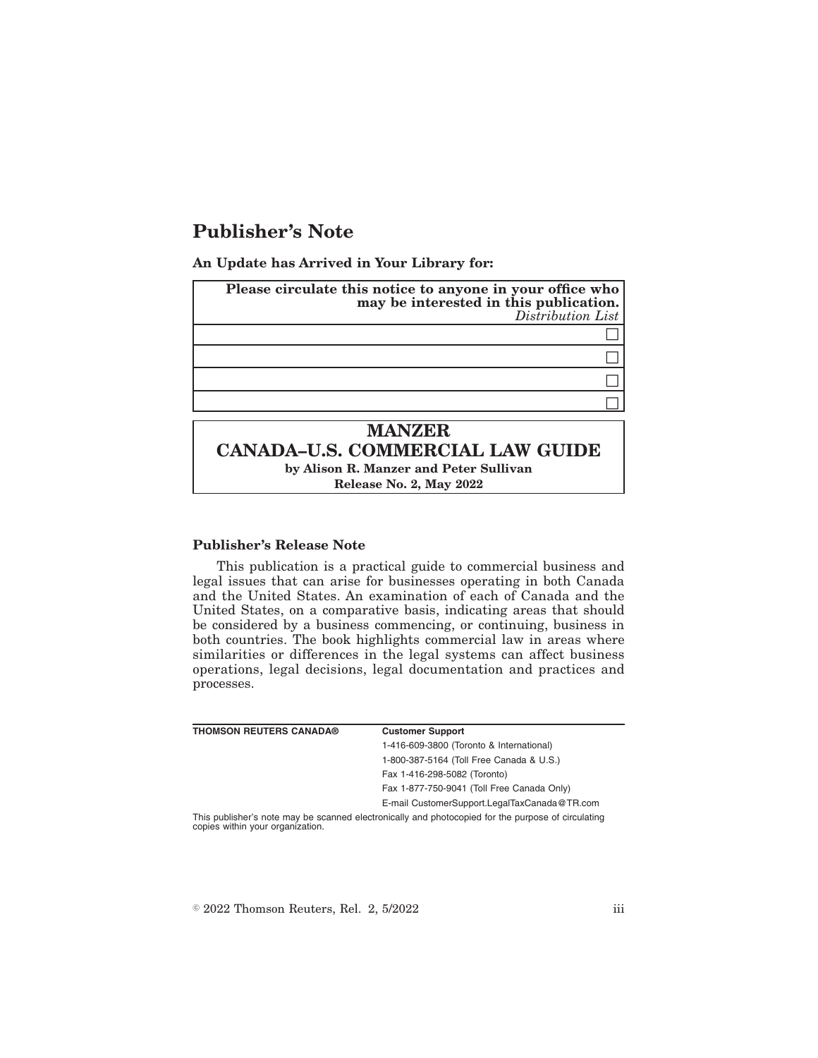# Publisher's Note

**An Update has Arrived in Your Library for:**

| **Please circulate this notice to anyone in your office who may be interested in this publication.** *Distribution List* |
|---|
| ☐ |
| ☐ |
| ☐ |
| ☐ |

**MANZER**
**CANADA–U.S. COMMERCIAL LAW GUIDE**
**by Alison R. Manzer and Peter Sullivan**
**Release No. 2, May 2022**

### Publisher's Release Note

This publication is a practical guide to commercial business and legal issues that can arise for businesses operating in both Canada and the United States. An examination of each of Canada and the United States, on a comparative basis, indicating areas that should be considered by a business commencing, or continuing, business in both countries. The book highlights commercial law in areas where similarities or differences in the legal systems can affect business operations, legal decisions, legal documentation and practices and processes.

| **THOMSON REUTERS CANADA®** | **Customer Support** |
|---|---|
| | 1-416-609-3800 (Toronto & International) |
| | 1-800-387-5164 (Toll Free Canada & U.S.) |
| | Fax 1-416-298-5082 (Toronto) |
| | Fax 1-877-750-9041 (Toll Free Canada Only) |
| | E-mail CustomerSupport.LegalTaxCanada@TR.com |

This publisher's note may be scanned electronically and photocopied for the purpose of circulating copies within your organization.

© 2022 Thomson Reuters, Rel. 2, 5/2022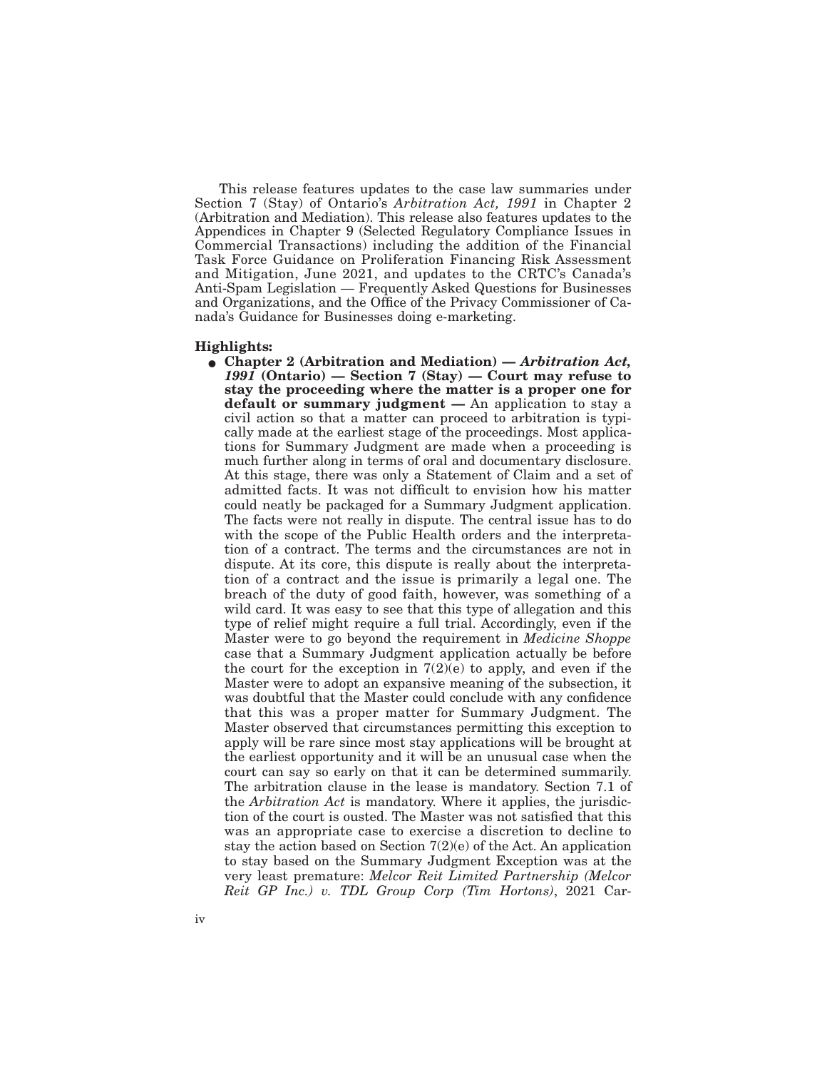This release features updates to the case law summaries under Section 7 (Stay) of Ontario's *Arbitration Act, 1991* in Chapter 2 (Arbitration and Mediation). This release also features updates to the Appendices in Chapter 9 (Selected Regulatory Compliance Issues in Commercial Transactions) including the addition of the Financial Task Force Guidance on Proliferation Financing Risk Assessment and Mitigation, June 2021, and updates to the CRTC's Canada's Anti-Spam Legislation — Frequently Asked Questions for Businesses and Organizations, and the Office of the Privacy Commissioner of Canada's Guidance for Businesses doing e-marketing.

**Highlights:**

- **Chapter 2 (Arbitration and Mediation) — *Arbitration Act, 1991* (Ontario) — Section 7 (Stay) — Court may refuse to stay the proceeding where the matter is a proper one for default or summary judgment —** An application to stay a civil action so that a matter can proceed to arbitration is typically made at the earliest stage of the proceedings. Most applications for Summary Judgment are made when a proceeding is much further along in terms of oral and documentary disclosure. At this stage, there was only a Statement of Claim and a set of admitted facts. It was not difficult to envision how his matter could neatly be packaged for a Summary Judgment application. The facts were not really in dispute. The central issue has to do with the scope of the Public Health orders and the interpretation of a contract. The terms and the circumstances are not in dispute. At its core, this dispute is really about the interpretation of a contract and the issue is primarily a legal one. The breach of the duty of good faith, however, was something of a wild card. It was easy to see that this type of allegation and this type of relief might require a full trial. Accordingly, even if the Master were to go beyond the requirement in *Medicine Shoppe* case that a Summary Judgment application actually be before the court for the exception in 7(2)(e) to apply, and even if the Master were to adopt an expansive meaning of the subsection, it was doubtful that the Master could conclude with any confidence that this was a proper matter for Summary Judgment. The Master observed that circumstances permitting this exception to apply will be rare since most stay applications will be brought at the earliest opportunity and it will be an unusual case when the court can say so early on that it can be determined summarily. The arbitration clause in the lease is mandatory. Section 7.1 of the *Arbitration Act* is mandatory. Where it applies, the jurisdiction of the court is ousted. The Master was not satisfied that this was an appropriate case to exercise a discretion to decline to stay the action based on Section 7(2)(e) of the Act. An application to stay based on the Summary Judgment Exception was at the very least premature: *Melcor Reit Limited Partnership (Melcor Reit GP Inc.) v. TDL Group Corp (Tim Hortons)*, 2021 Car-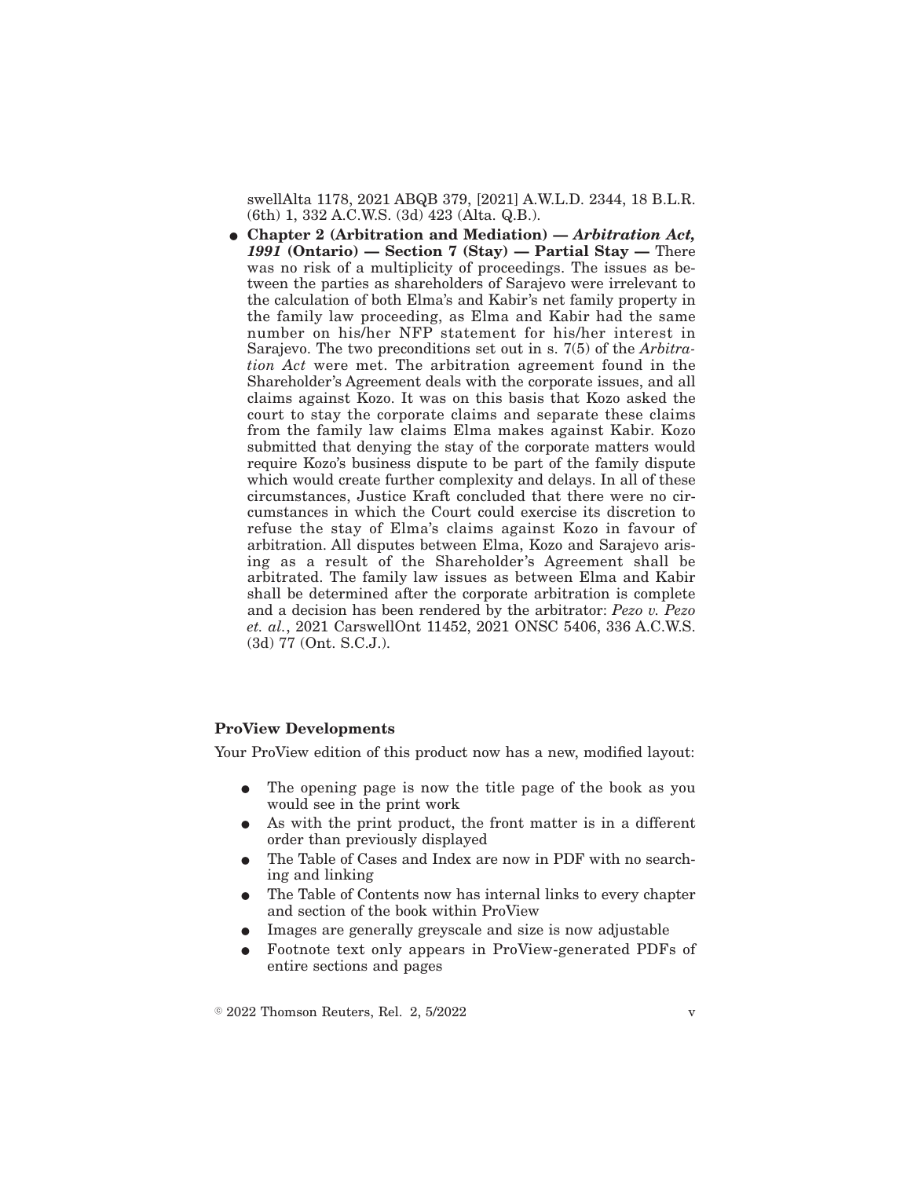swellAlta 1178, 2021 ABQB 379, [2021] A.W.L.D. 2344, 18 B.L.R. (6th) 1, 332 A.C.W.S. (3d) 423 (Alta. Q.B.).

- **Chapter 2 (Arbitration and Mediation) — *Arbitration Act, 1991* (Ontario) — Section 7 (Stay) — Partial Stay —** There was no risk of a multiplicity of proceedings. The issues as between the parties as shareholders of Sarajevo were irrelevant to the calculation of both Elma's and Kabir's net family property in the family law proceeding, as Elma and Kabir had the same number on his/her NFP statement for his/her interest in Sarajevo. The two preconditions set out in s. 7(5) of the *Arbitration Act* were met. The arbitration agreement found in the Shareholder's Agreement deals with the corporate issues, and all claims against Kozo. It was on this basis that Kozo asked the court to stay the corporate claims and separate these claims from the family law claims Elma makes against Kabir. Kozo submitted that denying the stay of the corporate matters would require Kozo's business dispute to be part of the family dispute which would create further complexity and delays. In all of these circumstances, Justice Kraft concluded that there were no circumstances in which the Court could exercise its discretion to refuse the stay of Elma's claims against Kozo in favour of arbitration. All disputes between Elma, Kozo and Sarajevo arising as a result of the Shareholder's Agreement shall be arbitrated. The family law issues as between Elma and Kabir shall be determined after the corporate arbitration is complete and a decision has been rendered by the arbitrator: *Pezo v. Pezo et. al.*, 2021 CarswellOnt 11452, 2021 ONSC 5406, 336 A.C.W.S. (3d) 77 (Ont. S.C.J.).

**ProView Developments**

Your ProView edition of this product now has a new, modified layout:

- The opening page is now the title page of the book as you would see in the print work
- As with the print product, the front matter is in a different order than previously displayed
- The Table of Cases and Index are now in PDF with no searching and linking
- The Table of Contents now has internal links to every chapter and section of the book within ProView
- Images are generally greyscale and size is now adjustable
- Footnote text only appears in ProView-generated PDFs of entire sections and pages

© 2022 Thomson Reuters, Rel. 2, 5/2022